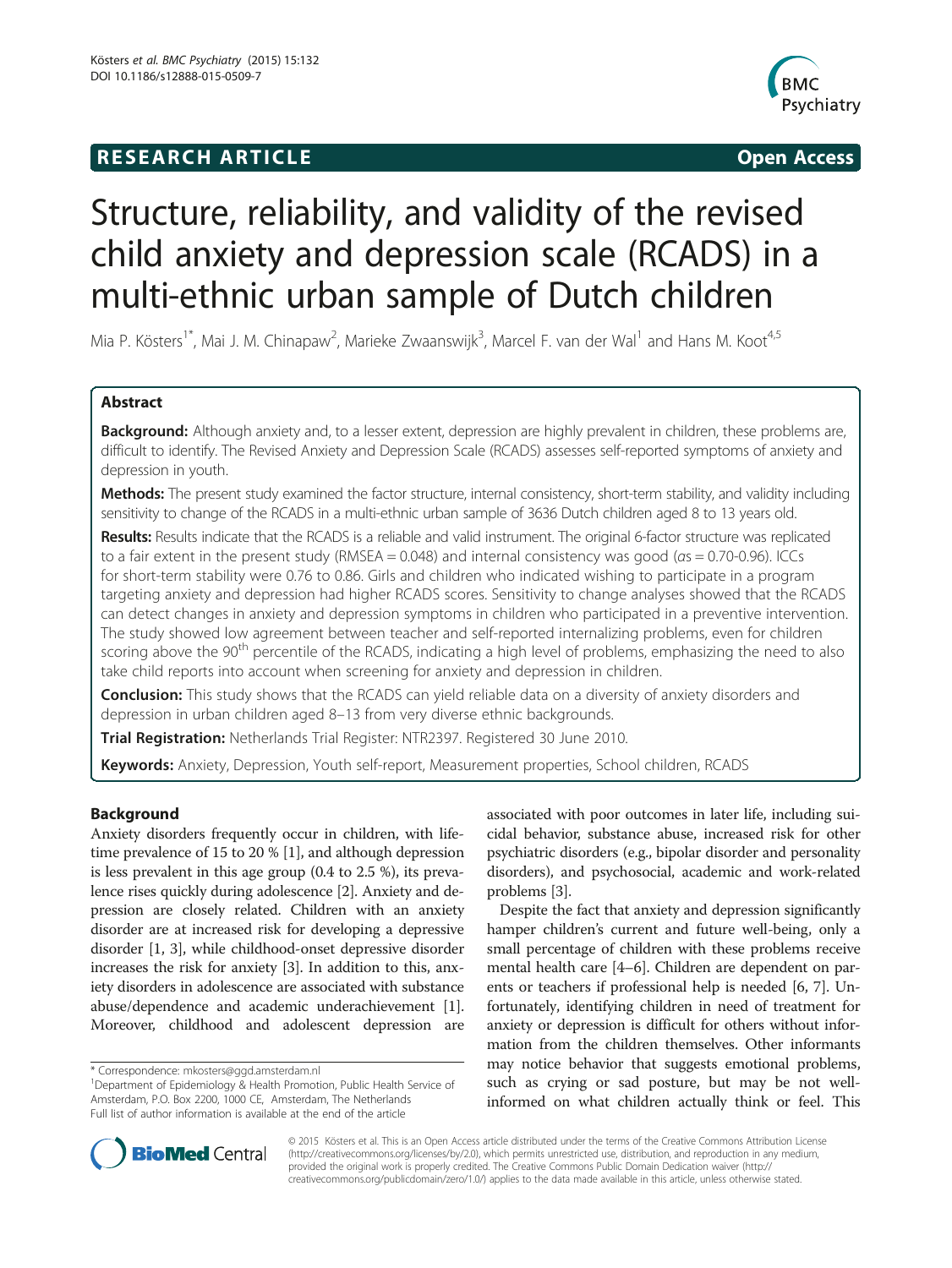**RESEARCH ARTICLE** **Open Access**

# Structure, reliability, and validity of the revised child anxiety and depression scale (RCADS) in a multi-ethnic urban sample of Dutch children

Mia P. Kösters[1*], Mai J. M. Chinapaw[2], Marieke Zwaanswijk[3], Marcel F. van der Wal[1] and Hans M. Koot[4,5]

## Abstract

**Background:** Although anxiety and, to a lesser extent, depression are highly prevalent in children, these problems are, difficult to identify. The Revised Anxiety and Depression Scale (RCADS) assesses self-reported symptoms of anxiety and depression in youth.

**Methods:** The present study examined the factor structure, internal consistency, short-term stability, and validity including sensitivity to change of the RCADS in a multi-ethnic urban sample of 3636 Dutch children aged 8 to 13 years old.

**Results:** Results indicate that the RCADS is a reliable and valid instrument. The original 6-factor structure was replicated to a fair extent in the present study (RMSEA = 0.048) and internal consistency was good ($\alpha s = 0.70$-$0.96$). ICCs for short-term stability were 0.76 to 0.86. Girls and children who indicated wishing to participate in a program targeting anxiety and depression had higher RCADS scores. Sensitivity to change analyses showed that the RCADS can detect changes in anxiety and depression symptoms in children who participated in a preventive intervention. The study showed low agreement between teacher and self-reported internalizing problems, even for children scoring above the 90[th] percentile of the RCADS, indicating a high level of problems, emphasizing the need to also take child reports into account when screening for anxiety and depression in children.

**Conclusion:** This study shows that the RCADS can yield reliable data on a diversity of anxiety disorders and depression in urban children aged 8–13 from very diverse ethnic backgrounds.

**Trial Registration:** Netherlands Trial Register: NTR2397. Registered 30 June 2010.

**Keywords:** Anxiety, Depression, Youth self-report, Measurement properties, School children, RCADS

## Background

Anxiety disorders frequently occur in children, with lifetime prevalence of 15 to 20 % [1], and although depression is less prevalent in this age group (0.4 to 2.5 %), its prevalence rises quickly during adolescence [2]. Anxiety and depression are closely related. Children with an anxiety disorder are at increased risk for developing a depressive disorder [1, 3], while childhood-onset depressive disorder increases the risk for anxiety [3]. In addition to this, anxiety disorders in adolescence are associated with substance abuse/dependence and academic underachievement [1]. Moreover, childhood and adolescent depression are associated with poor outcomes in later life, including suicidal behavior, substance abuse, increased risk for other psychiatric disorders (e.g., bipolar disorder and personality disorders), and psychosocial, academic and work-related problems [3].

Despite the fact that anxiety and depression significantly hamper children's current and future well-being, only a small percentage of children with these problems receive mental health care [4–6]. Children are dependent on parents or teachers if professional help is needed [6, 7]. Unfortunately, identifying children in need of treatment for anxiety or depression is difficult for others without information from the children themselves. Other informants may notice behavior that suggests emotional problems, such as crying or sad posture, but may be not well-informed on what children actually think or feel. This

\* Correspondence: mkosters@ggd.amsterdam.nl
[1]Department of Epidemiology & Health Promotion, Public Health Service of Amsterdam, P.O. Box 2200, 1000 CE, Amsterdam, The Netherlands
Full list of author information is available at the end of the article

© 2015 Kösters et al. This is an Open Access article distributed under the terms of the Creative Commons Attribution License (http://creativecommons.org/licenses/by/2.0), which permits unrestricted use, distribution, and reproduction in any medium, provided the original work is properly credited. The Creative Commons Public Domain Dedication waiver (http://creativecommons.org/publicdomain/zero/1.0/) applies to the data made available in this article, unless otherwise stated.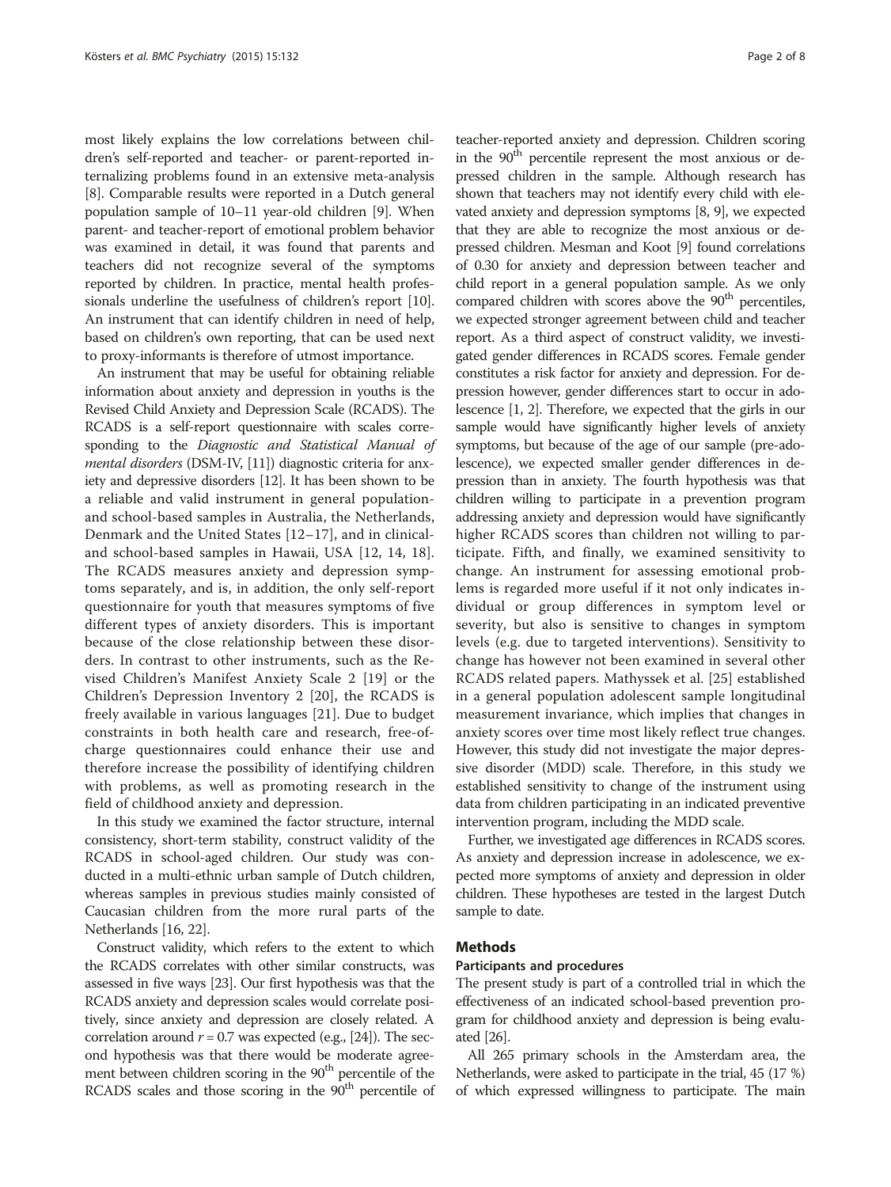most likely explains the low correlations between children's self-reported and teacher- or parent-reported internalizing problems found in an extensive meta-analysis [8]. Comparable results were reported in a Dutch general population sample of 10–11 year-old children [9]. When parent- and teacher-report of emotional problem behavior was examined in detail, it was found that parents and teachers did not recognize several of the symptoms reported by children. In practice, mental health professionals underline the usefulness of children's report [10]. An instrument that can identify children in need of help, based on children's own reporting, that can be used next to proxy-informants is therefore of utmost importance.

An instrument that may be useful for obtaining reliable information about anxiety and depression in youths is the Revised Child Anxiety and Depression Scale (RCADS). The RCADS is a self-report questionnaire with scales corresponding to the *Diagnostic and Statistical Manual of mental disorders* (DSM-IV, [11]) diagnostic criteria for anxiety and depressive disorders [12]. It has been shown to be a reliable and valid instrument in general population- and school-based samples in Australia, the Netherlands, Denmark and the United States [12–17], and in clinical- and school-based samples in Hawaii, USA [12, 14, 18]. The RCADS measures anxiety and depression symptoms separately, and is, in addition, the only self-report questionnaire for youth that measures symptoms of five different types of anxiety disorders. This is important because of the close relationship between these disorders. In contrast to other instruments, such as the Revised Children's Manifest Anxiety Scale 2 [19] or the Children's Depression Inventory 2 [20], the RCADS is freely available in various languages [21]. Due to budget constraints in both health care and research, free-of-charge questionnaires could enhance their use and therefore increase the possibility of identifying children with problems, as well as promoting research in the field of childhood anxiety and depression.

In this study we examined the factor structure, internal consistency, short-term stability, construct validity of the RCADS in school-aged children. Our study was conducted in a multi-ethnic urban sample of Dutch children, whereas samples in previous studies mainly consisted of Caucasian children from the more rural parts of the Netherlands [16, 22].

Construct validity, which refers to the extent to which the RCADS correlates with other similar constructs, was assessed in five ways [23]. Our first hypothesis was that the RCADS anxiety and depression scales would correlate positively, since anxiety and depression are closely related. A correlation around $r = 0.7$ was expected (e.g., [24]). The second hypothesis was that there would be moderate agreement between children scoring in the 90th percentile of the RCADS scales and those scoring in the 90th percentile of teacher-reported anxiety and depression. Children scoring in the 90th percentile represent the most anxious or depressed children in the sample. Although research has shown that teachers may not identify every child with elevated anxiety and depression symptoms [8, 9], we expected that they are able to recognize the most anxious or depressed children. Mesman and Koot [9] found correlations of 0.30 for anxiety and depression between teacher and child report in a general population sample. As we only compared children with scores above the 90th percentiles, we expected stronger agreement between child and teacher report. As a third aspect of construct validity, we investigated gender differences in RCADS scores. Female gender constitutes a risk factor for anxiety and depression. For depression however, gender differences start to occur in adolescence [1, 2]. Therefore, we expected that the girls in our sample would have significantly higher levels of anxiety symptoms, but because of the age of our sample (pre-adolescence), we expected smaller gender differences in depression than in anxiety. The fourth hypothesis was that children willing to participate in a prevention program addressing anxiety and depression would have significantly higher RCADS scores than children not willing to participate. Fifth, and finally, we examined sensitivity to change. An instrument for assessing emotional problems is regarded more useful if it not only indicates individual or group differences in symptom level or severity, but also is sensitive to changes in symptom levels (e.g. due to targeted interventions). Sensitivity to change has however not been examined in several other RCADS related papers. Mathyssek et al. [25] established in a general population adolescent sample longitudinal measurement invariance, which implies that changes in anxiety scores over time most likely reflect true changes. However, this study did not investigate the major depressive disorder (MDD) scale. Therefore, in this study we established sensitivity to change of the instrument using data from children participating in an indicated preventive intervention program, including the MDD scale.

Further, we investigated age differences in RCADS scores. As anxiety and depression increase in adolescence, we expected more symptoms of anxiety and depression in older children. These hypotheses are tested in the largest Dutch sample to date.

## Methods

### Participants and procedures

The present study is part of a controlled trial in which the effectiveness of an indicated school-based prevention program for childhood anxiety and depression is being evaluated [26].

All 265 primary schools in the Amsterdam area, the Netherlands, were asked to participate in the trial, 45 (17 %) of which expressed willingness to participate. The main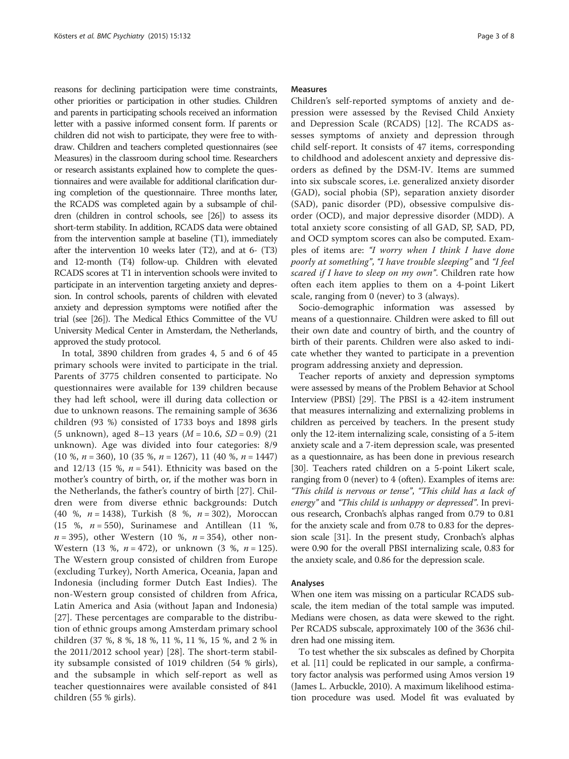reasons for declining participation were time constraints, other priorities or participation in other studies. Children and parents in participating schools received an information letter with a passive informed consent form. If parents or children did not wish to participate, they were free to withdraw. Children and teachers completed questionnaires (see Measures) in the classroom during school time. Researchers or research assistants explained how to complete the questionnaires and were available for additional clarification during completion of the questionnaire. Three months later, the RCADS was completed again by a subsample of children (children in control schools, see [26]) to assess its short-term stability. In addition, RCADS data were obtained from the intervention sample at baseline (T1), immediately after the intervention 10 weeks later (T2), and at 6- (T3) and 12-month (T4) follow-up. Children with elevated RCADS scores at T1 in intervention schools were invited to participate in an intervention targeting anxiety and depression. In control schools, parents of children with elevated anxiety and depression symptoms were notified after the trial (see [26]). The Medical Ethics Committee of the VU University Medical Center in Amsterdam, the Netherlands, approved the study protocol.

In total, 3890 children from grades 4, 5 and 6 of 45 primary schools were invited to participate in the trial. Parents of 3775 children consented to participate. No questionnaires were available for 139 children because they had left school, were ill during data collection or due to unknown reasons. The remaining sample of 3636 children (93 %) consisted of 1733 boys and 1898 girls (5 unknown), aged 8–13 years ($M = 10.6$, $SD = 0.9$) (21 unknown). Age was divided into four categories: 8/9 (10 %, $n = 360$), 10 (35 %, $n = 1267$), 11 (40 %, $n = 1447$) and 12/13 (15 %, $n = 541$). Ethnicity was based on the mother's country of birth, or, if the mother was born in the Netherlands, the father's country of birth [27]. Children were from diverse ethnic backgrounds: Dutch (40 %, $n = 1438$), Turkish (8 %, $n = 302$), Moroccan (15 %, $n = 550$), Surinamese and Antillean (11 %, $n = 395$), other Western (10 %, $n = 354$), other non-Western (13 %, $n = 472$), or unknown (3 %, $n = 125$). The Western group consisted of children from Europe (excluding Turkey), North America, Oceania, Japan and Indonesia (including former Dutch East Indies). The non-Western group consisted of children from Africa, Latin America and Asia (without Japan and Indonesia) [27]. These percentages are comparable to the distribution of ethnic groups among Amsterdam primary school children (37 %, 8 %, 18 %, 11 %, 11 %, 15 %, and 2 % in the 2011/2012 school year) [28]. The short-term stability subsample consisted of 1019 children (54 % girls), and the subsample in which self-report as well as teacher questionnaires were available consisted of 841 children (55 % girls).

#### Measures

Children's self-reported symptoms of anxiety and depression were assessed by the Revised Child Anxiety and Depression Scale (RCADS) [12]. The RCADS assesses symptoms of anxiety and depression through child self-report. It consists of 47 items, corresponding to childhood and adolescent anxiety and depressive disorders as defined by the DSM-IV. Items are summed into six subscale scores, i.e. generalized anxiety disorder (GAD), social phobia (SP), separation anxiety disorder (SAD), panic disorder (PD), obsessive compulsive disorder (OCD), and major depressive disorder (MDD). A total anxiety score consisting of all GAD, SP, SAD, PD, and OCD symptom scores can also be computed. Examples of items are: *"I worry when I think I have done poorly at something"*, *"I have trouble sleeping"* and *"I feel scared if I have to sleep on my own"*. Children rate how often each item applies to them on a 4-point Likert scale, ranging from 0 (never) to 3 (always).

Socio-demographic information was assessed by means of a questionnaire. Children were asked to fill out their own date and country of birth, and the country of birth of their parents. Children were also asked to indicate whether they wanted to participate in a prevention program addressing anxiety and depression.

Teacher reports of anxiety and depression symptoms were assessed by means of the Problem Behavior at School Interview (PBSI) [29]. The PBSI is a 42-item instrument that measures internalizing and externalizing problems in children as perceived by teachers. In the present study only the 12-item internalizing scale, consisting of a 5-item anxiety scale and a 7-item depression scale, was presented as a questionnaire, as has been done in previous research [30]. Teachers rated children on a 5-point Likert scale, ranging from 0 (never) to 4 (often). Examples of items are: *"This child is nervous or tense"*, *"This child has a lack of energy"* and *"This child is unhappy or depressed"*. In previous research, Cronbach's alphas ranged from 0.79 to 0.81 for the anxiety scale and from 0.78 to 0.83 for the depression scale [31]. In the present study, Cronbach's alphas were 0.90 for the overall PBSI internalizing scale, 0.83 for the anxiety scale, and 0.86 for the depression scale.

#### Analyses

When one item was missing on a particular RCADS subscale, the item median of the total sample was imputed. Medians were chosen, as data were skewed to the right. Per RCADS subscale, approximately 100 of the 3636 children had one missing item.

To test whether the six subscales as defined by Chorpita et al. [11] could be replicated in our sample, a confirmatory factor analysis was performed using Amos version 19 (James L. Arbuckle, 2010). A maximum likelihood estimation procedure was used. Model fit was evaluated by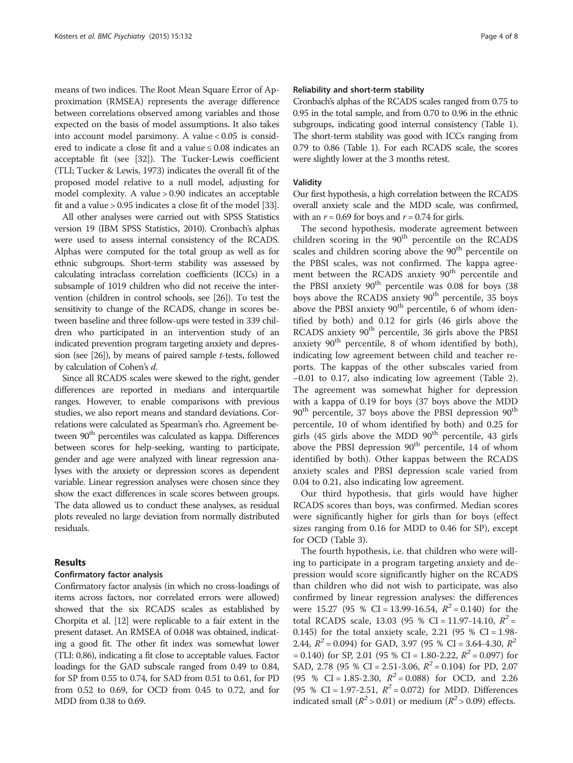means of two indices. The Root Mean Square Error of Approximation (RMSEA) represents the average difference between correlations observed among variables and those expected on the basis of model assumptions. It also takes into account model parsimony. A value < 0.05 is considered to indicate a close fit and a value ≤ 0.08 indicates an acceptable fit (see [32]). The Tucker-Lewis coefficient (TLI; Tucker & Lewis, 1973) indicates the overall fit of the proposed model relative to a null model, adjusting for model complexity. A value > 0.90 indicates an acceptable fit and a value > 0.95 indicates a close fit of the model [33].

All other analyses were carried out with SPSS Statistics version 19 (IBM SPSS Statistics, 2010). Cronbach's alphas were used to assess internal consistency of the RCADS. Alphas were computed for the total group as well as for ethnic subgroups. Short-term stability was assessed by calculating intraclass correlation coefficients (ICCs) in a subsample of 1019 children who did not receive the intervention (children in control schools, see [26]). To test the sensitivity to change of the RCADS, change in scores between baseline and three follow-ups were tested in 339 children who participated in an intervention study of an indicated prevention program targeting anxiety and depression (see [26]), by means of paired sample *t*-tests, followed by calculation of Cohen's *d*.

Since all RCADS scales were skewed to the right, gender differences are reported in medians and interquartile ranges. However, to enable comparisons with previous studies, we also report means and standard deviations. Correlations were calculated as Spearman's rho. Agreement between 90<sup>th</sup> percentiles was calculated as kappa. Differences between scores for help-seeking, wanting to participate, gender and age were analyzed with linear regression analyses with the anxiety or depression scores as dependent variable. Linear regression analyses were chosen since they show the exact differences in scale scores between groups. The data allowed us to conduct these analyses, as residual plots revealed no large deviation from normally distributed residuals.

## Results

### Confirmatory factor analysis

Confirmatory factor analysis (in which no cross-loadings of items across factors, nor correlated errors were allowed) showed that the six RCADS scales as established by Chorpita et al. [12] were replicable to a fair extent in the present dataset. An RMSEA of 0.048 was obtained, indicating a good fit. The other fit index was somewhat lower (TLI: 0.86), indicating a fit close to acceptable values. Factor loadings for the GAD subscale ranged from 0.49 to 0.84, for SP from 0.55 to 0.74, for SAD from 0.51 to 0.61, for PD from 0.52 to 0.69, for OCD from 0.45 to 0.72, and for MDD from 0.38 to 0.69.

### Reliability and short-term stability

Cronbach's alphas of the RCADS scales ranged from 0.75 to 0.95 in the total sample, and from 0.70 to 0.96 in the ethnic subgroups, indicating good internal consistency (Table 1). The short-term stability was good with ICCs ranging from 0.79 to 0.86 (Table 1). For each RCADS scale, the scores were slightly lower at the 3 months retest.

### Validity

Our first hypothesis, a high correlation between the RCADS overall anxiety scale and the MDD scale, was confirmed, with an $r = 0.69$ for boys and $r = 0.74$ for girls.

The second hypothesis, moderate agreement between children scoring in the 90<sup>th</sup> percentile on the RCADS scales and children scoring above the 90<sup>th</sup> percentile on the PBSI scales, was not confirmed. The kappa agreement between the RCADS anxiety 90<sup>th</sup> percentile and the PBSI anxiety 90<sup>th</sup> percentile was 0.08 for boys (38 boys above the RCADS anxiety 90<sup>th</sup> percentile, 35 boys above the PBSI anxiety 90<sup>th</sup> percentile, 6 of whom identified by both) and 0.12 for girls (46 girls above the RCADS anxiety 90<sup>th</sup> percentile, 36 girls above the PBSI anxiety 90<sup>th</sup> percentile, 8 of whom identified by both), indicating low agreement between child and teacher reports. The kappas of the other subscales varied from −0.01 to 0.17, also indicating low agreement (Table 2). The agreement was somewhat higher for depression with a kappa of 0.19 for boys (37 boys above the MDD 90<sup>th</sup> percentile, 37 boys above the PBSI depression 90<sup>th</sup> percentile, 10 of whom identified by both) and 0.25 for girls (45 girls above the MDD 90<sup>th</sup> percentile, 43 girls above the PBSI depression 90<sup>th</sup> percentile, 14 of whom identified by both). Other kappas between the RCADS anxiety scales and PBSI depression scale varied from 0.04 to 0.21, also indicating low agreement.

Our third hypothesis, that girls would have higher RCADS scores than boys, was confirmed. Median scores were significantly higher for girls than for boys (effect sizes ranging from 0.16 for MDD to 0.46 for SP), except for OCD (Table 3).

The fourth hypothesis, i.e. that children who were willing to participate in a program targeting anxiety and depression would score significantly higher on the RCADS than children who did not wish to participate, was also confirmed by linear regression analyses: the differences were 15.27 (95 % CI = 13.99-16.54, $R^2 = 0.140$) for the total RCADS scale, 13.03 (95 % CI = 11.97-14.10, $R^2 = 0.145$) for the total anxiety scale, 2.21 (95 % CI = 1.98-2.44, $R^2 = 0.094$) for GAD, 3.97 (95 % CI = 3.64-4.30, $R^2 = 0.140$) for SP, 2.01 (95 % CI = 1.80-2.22, $R^2 = 0.097$) for SAD, 2.78 (95 % CI = 2.51-3.06, $R^2 = 0.104$) for PD, 2.07 (95 % CI = 1.85-2.30, $R^2 = 0.088$) for OCD, and 2.26 (95 % CI = 1.97-2.51, $R^2 = 0.072$) for MDD. Differences indicated small ($R^2 > 0.01$) or medium ($R^2 > 0.09$) effects.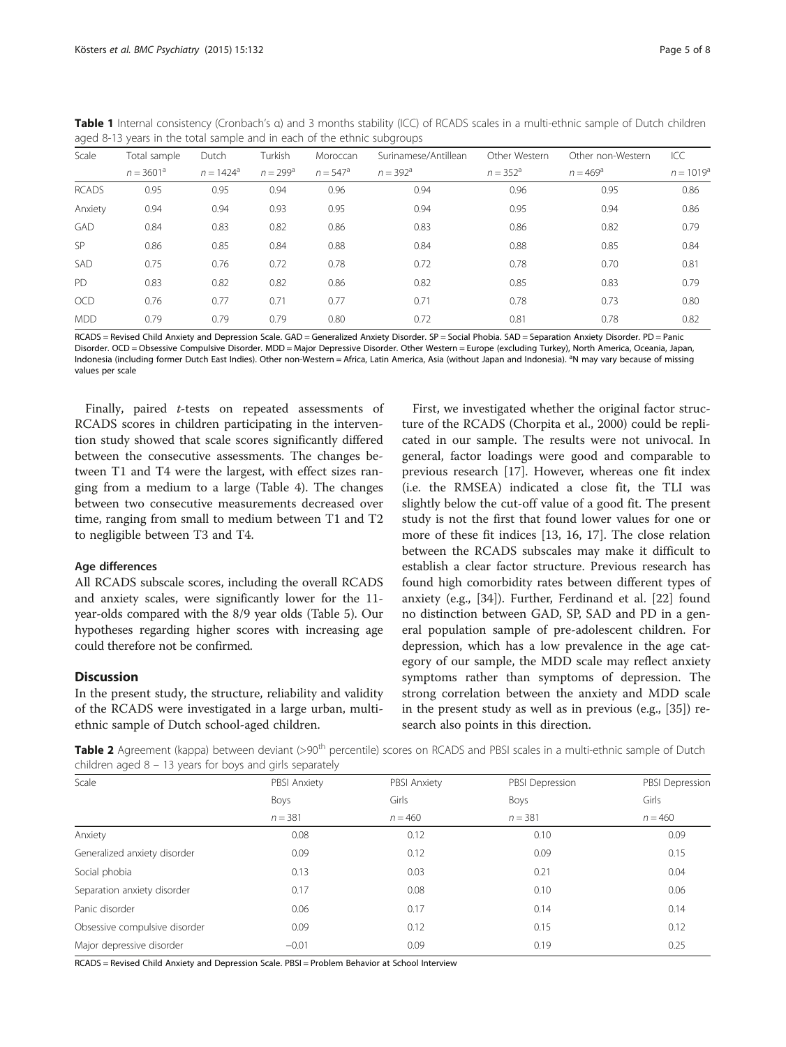**Table 1** Internal consistency (Cronbach's α) and 3 months stability (ICC) of RCADS scales in a multi-ethnic sample of Dutch children aged 8-13 years in the total sample and in each of the ethnic subgroups

| Scale | Total sample | Dutch | Turkish | Moroccan | Surinamese/Antillean | Other Western | Other non-Western | ICC |
|---|---|---|---|---|---|---|---|---|
| | $n = 3601$[a] | $n = 1424$[a] | $n = 299$[a] | $n = 547$[a] | $n = 392$[a] | $n = 352$[a] | $n = 469$[a] | $n = 1019$[a] |
| RCADS | 0.95 | 0.95 | 0.94 | 0.96 | 0.94 | 0.96 | 0.95 | 0.86 |
| Anxiety | 0.94 | 0.94 | 0.93 | 0.95 | 0.94 | 0.95 | 0.94 | 0.86 |
| GAD | 0.84 | 0.83 | 0.82 | 0.86 | 0.83 | 0.86 | 0.82 | 0.79 |
| SP | 0.86 | 0.85 | 0.84 | 0.88 | 0.84 | 0.88 | 0.85 | 0.84 |
| SAD | 0.75 | 0.76 | 0.72 | 0.78 | 0.72 | 0.78 | 0.70 | 0.81 |
| PD | 0.83 | 0.82 | 0.82 | 0.86 | 0.82 | 0.85 | 0.83 | 0.79 |
| OCD | 0.76 | 0.77 | 0.71 | 0.77 | 0.71 | 0.78 | 0.73 | 0.80 |
| MDD | 0.79 | 0.79 | 0.79 | 0.80 | 0.72 | 0.81 | 0.78 | 0.82 |

RCADS = Revised Child Anxiety and Depression Scale. GAD = Generalized Anxiety Disorder. SP = Social Phobia. SAD = Separation Anxiety Disorder. PD = Panic Disorder. OCD = Obsessive Compulsive Disorder. MDD = Major Depressive Disorder. Other Western = Europe (excluding Turkey), North America, Oceania, Japan, Indonesia (including former Dutch East Indies). Other non-Western = Africa, Latin America, Asia (without Japan and Indonesia). [a]N may vary because of missing values per scale

Finally, paired *t*-tests on repeated assessments of RCADS scores in children participating in the intervention study showed that scale scores significantly differed between the consecutive assessments. The changes between T1 and T4 were the largest, with effect sizes ranging from a medium to a large (Table 4). The changes between two consecutive measurements decreased over time, ranging from small to medium between T1 and T2 to negligible between T3 and T4.

#### Age differences

All RCADS subscale scores, including the overall RCADS and anxiety scales, were significantly lower for the 11-year-olds compared with the 8/9 year olds (Table 5). Our hypotheses regarding higher scores with increasing age could therefore not be confirmed.

## Discussion

In the present study, the structure, reliability and validity of the RCADS were investigated in a large urban, multi-ethnic sample of Dutch school-aged children.

First, we investigated whether the original factor structure of the RCADS (Chorpita et al., 2000) could be replicated in our sample. The results were not univocal. In general, factor loadings were good and comparable to previous research [17]. However, whereas one fit index (i.e. the RMSEA) indicated a close fit, the TLI was slightly below the cut-off value of a good fit. The present study is not the first that found lower values for one or more of these fit indices [13, 16, 17]. The close relation between the RCADS subscales may make it difficult to establish a clear factor structure. Previous research has found high comorbidity rates between different types of anxiety (e.g., [34]). Further, Ferdinand et al. [22] found no distinction between GAD, SP, SAD and PD in a general population sample of pre-adolescent children. For depression, which has a low prevalence in the age category of our sample, the MDD scale may reflect anxiety symptoms rather than symptoms of depression. The strong correlation between the anxiety and MDD scale in the present study as well as in previous (e.g., [35]) research also points in this direction.

**Table 2** Agreement (kappa) between deviant (>90[th] percentile) scores on RCADS and PBSI scales in a multi-ethnic sample of Dutch children aged 8 – 13 years for boys and girls separately

| Scale | PBSI Anxiety | PBSI Anxiety | PBSI Depression | PBSI Depression |
|---|---|---|---|---|
| | Boys | Girls | Boys | Girls |
| | $n = 381$ | $n = 460$ | $n = 381$ | $n = 460$ |
| Anxiety | 0.08 | 0.12 | 0.10 | 0.09 |
| Generalized anxiety disorder | 0.09 | 0.12 | 0.09 | 0.15 |
| Social phobia | 0.13 | 0.03 | 0.21 | 0.04 |
| Separation anxiety disorder | 0.17 | 0.08 | 0.10 | 0.06 |
| Panic disorder | 0.06 | 0.17 | 0.14 | 0.14 |
| Obsessive compulsive disorder | 0.09 | 0.12 | 0.15 | 0.12 |
| Major depressive disorder | −0.01 | 0.09 | 0.19 | 0.25 |

RCADS = Revised Child Anxiety and Depression Scale. PBSI = Problem Behavior at School Interview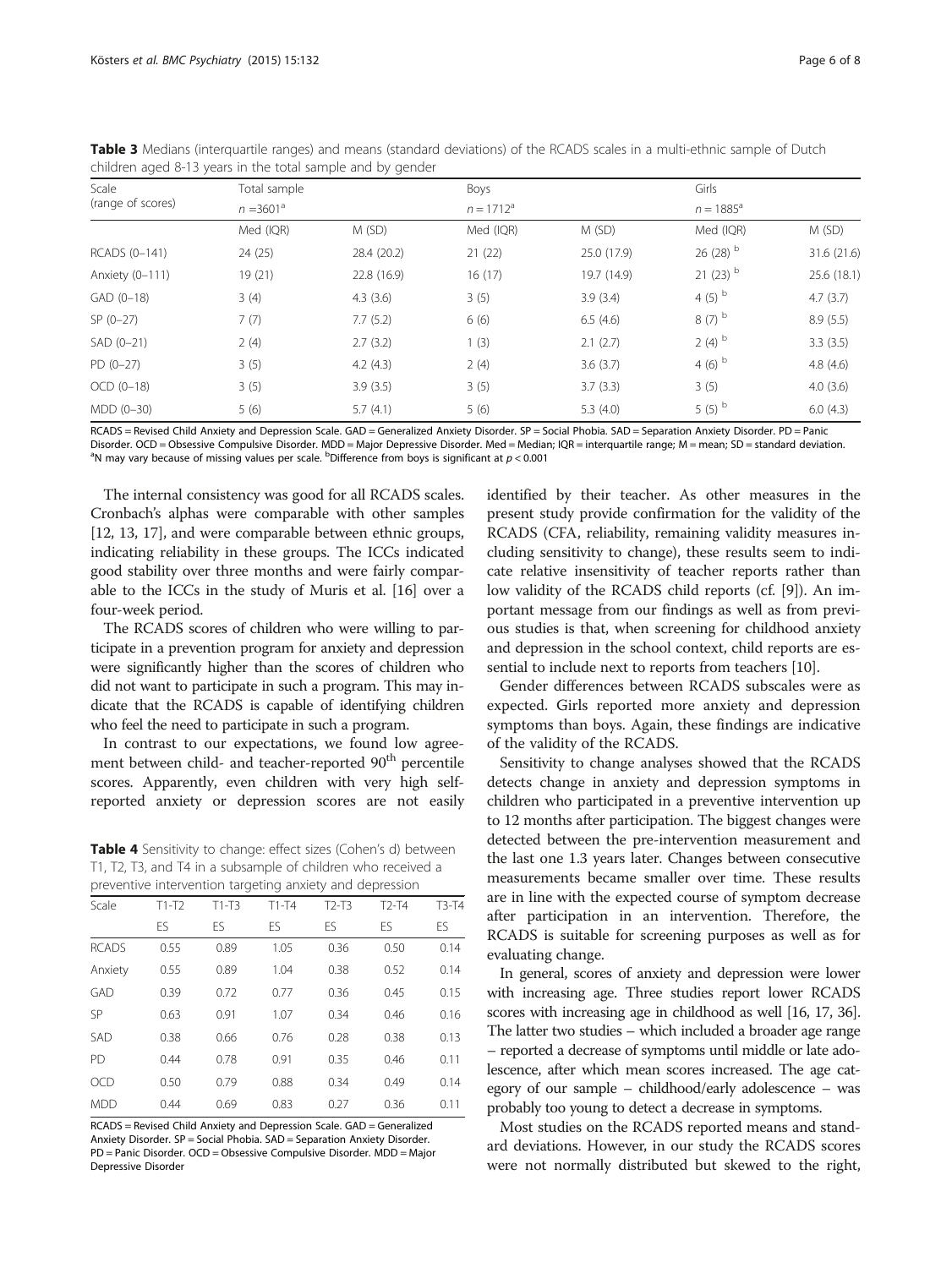**Table 3** Medians (interquartile ranges) and means (standard deviations) of the RCADS scales in a multi-ethnic sample of Dutch children aged 8-13 years in the total sample and by gender

| Scale (range of scores) | Total sample $n$ =3601[a] | | Boys $n$ = 1712[a] | | Girls $n$ = 1885[a] | |
|---|---|---|---|---|---|---|
| | Med (IQR) | M (SD) | Med (IQR) | M (SD) | Med (IQR) | M (SD) |
| RCADS (0–141) | 24 (25) | 28.4 (20.2) | 21 (22) | 25.0 (17.9) | 26 (28) [b] | 31.6 (21.6) |
| Anxiety (0–111) | 19 (21) | 22.8 (16.9) | 16 (17) | 19.7 (14.9) | 21 (23) [b] | 25.6 (18.1) |
| GAD (0–18) | 3 (4) | 4.3 (3.6) | 3 (5) | 3.9 (3.4) | 4 (5) [b] | 4.7 (3.7) |
| SP (0–27) | 7 (7) | 7.7 (5.2) | 6 (6) | 6.5 (4.6) | 8 (7) [b] | 8.9 (5.5) |
| SAD (0–21) | 2 (4) | 2.7 (3.2) | 1 (3) | 2.1 (2.7) | 2 (4) [b] | 3.3 (3.5) |
| PD (0–27) | 3 (5) | 4.2 (4.3) | 2 (4) | 3.6 (3.7) | 4 (6) [b] | 4.8 (4.6) |
| OCD (0–18) | 3 (5) | 3.9 (3.5) | 3 (5) | 3.7 (3.3) | 3 (5) | 4.0 (3.6) |
| MDD (0–30) | 5 (6) | 5.7 (4.1) | 5 (6) | 5.3 (4.0) | 5 (5) [b] | 6.0 (4.3) |

RCADS = Revised Child Anxiety and Depression Scale. GAD = Generalized Anxiety Disorder. SP = Social Phobia. SAD = Separation Anxiety Disorder. PD = Panic Disorder. OCD = Obsessive Compulsive Disorder. MDD = Major Depressive Disorder. Med = Median; IQR = interquartile range; M = mean; SD = standard deviation.
[a]N may vary because of missing values per scale. [b]Difference from boys is significant at $p < 0.001$

The internal consistency was good for all RCADS scales. Cronbach's alphas were comparable with other samples [12, 13, 17], and were comparable between ethnic groups, indicating reliability in these groups. The ICCs indicated good stability over three months and were fairly comparable to the ICCs in the study of Muris et al. [16] over a four-week period.

The RCADS scores of children who were willing to participate in a prevention program for anxiety and depression were significantly higher than the scores of children who did not want to participate in such a program. This may indicate that the RCADS is capable of identifying children who feel the need to participate in such a program.

In contrast to our expectations, we found low agreement between child- and teacher-reported 90[th] percentile scores. Apparently, even children with very high self-reported anxiety or depression scores are not easily identified by their teacher. As other measures in the present study provide confirmation for the validity of the RCADS (CFA, reliability, remaining validity measures including sensitivity to change), these results seem to indicate relative insensitivity of teacher reports rather than low validity of the RCADS child reports (cf. [9]). An important message from our findings as well as from previous studies is that, when screening for childhood anxiety and depression in the school context, child reports are essential to include next to reports from teachers [10].

**Table 4** Sensitivity to change: effect sizes (Cohen's d) between T1, T2, T3, and T4 in a subsample of children who received a preventive intervention targeting anxiety and depression

| Scale | T1-T2 | T1-T3 | T1-T4 | T2-T3 | T2-T4 | T3-T4 |
|---|---|---|---|---|---|---|
| | ES | ES | ES | ES | ES | ES |
| RCADS | 0.55 | 0.89 | 1.05 | 0.36 | 0.50 | 0.14 |
| Anxiety | 0.55 | 0.89 | 1.04 | 0.38 | 0.52 | 0.14 |
| GAD | 0.39 | 0.72 | 0.77 | 0.36 | 0.45 | 0.15 |
| SP | 0.63 | 0.91 | 1.07 | 0.34 | 0.46 | 0.16 |
| SAD | 0.38 | 0.66 | 0.76 | 0.28 | 0.38 | 0.13 |
| PD | 0.44 | 0.78 | 0.91 | 0.35 | 0.46 | 0.11 |
| OCD | 0.50 | 0.79 | 0.88 | 0.34 | 0.49 | 0.14 |
| MDD | 0.44 | 0.69 | 0.83 | 0.27 | 0.36 | 0.11 |

RCADS = Revised Child Anxiety and Depression Scale. GAD = Generalized Anxiety Disorder. SP = Social Phobia. SAD = Separation Anxiety Disorder. PD = Panic Disorder. OCD = Obsessive Compulsive Disorder. MDD = Major Depressive Disorder

Gender differences between RCADS subscales were as expected. Girls reported more anxiety and depression symptoms than boys. Again, these findings are indicative of the validity of the RCADS.

Sensitivity to change analyses showed that the RCADS detects change in anxiety and depression symptoms in children who participated in a preventive intervention up to 12 months after participation. The biggest changes were detected between the pre-intervention measurement and the last one 1.3 years later. Changes between consecutive measurements became smaller over time. These results are in line with the expected course of symptom decrease after participation in an intervention. Therefore, the RCADS is suitable for screening purposes as well as for evaluating change.

In general, scores of anxiety and depression were lower with increasing age. Three studies report lower RCADS scores with increasing age in childhood as well [16, 17, 36]. The latter two studies – which included a broader age range – reported a decrease of symptoms until middle or late adolescence, after which mean scores increased. The age category of our sample – childhood/early adolescence – was probably too young to detect a decrease in symptoms.

Most studies on the RCADS reported means and standard deviations. However, in our study the RCADS scores were not normally distributed but skewed to the right,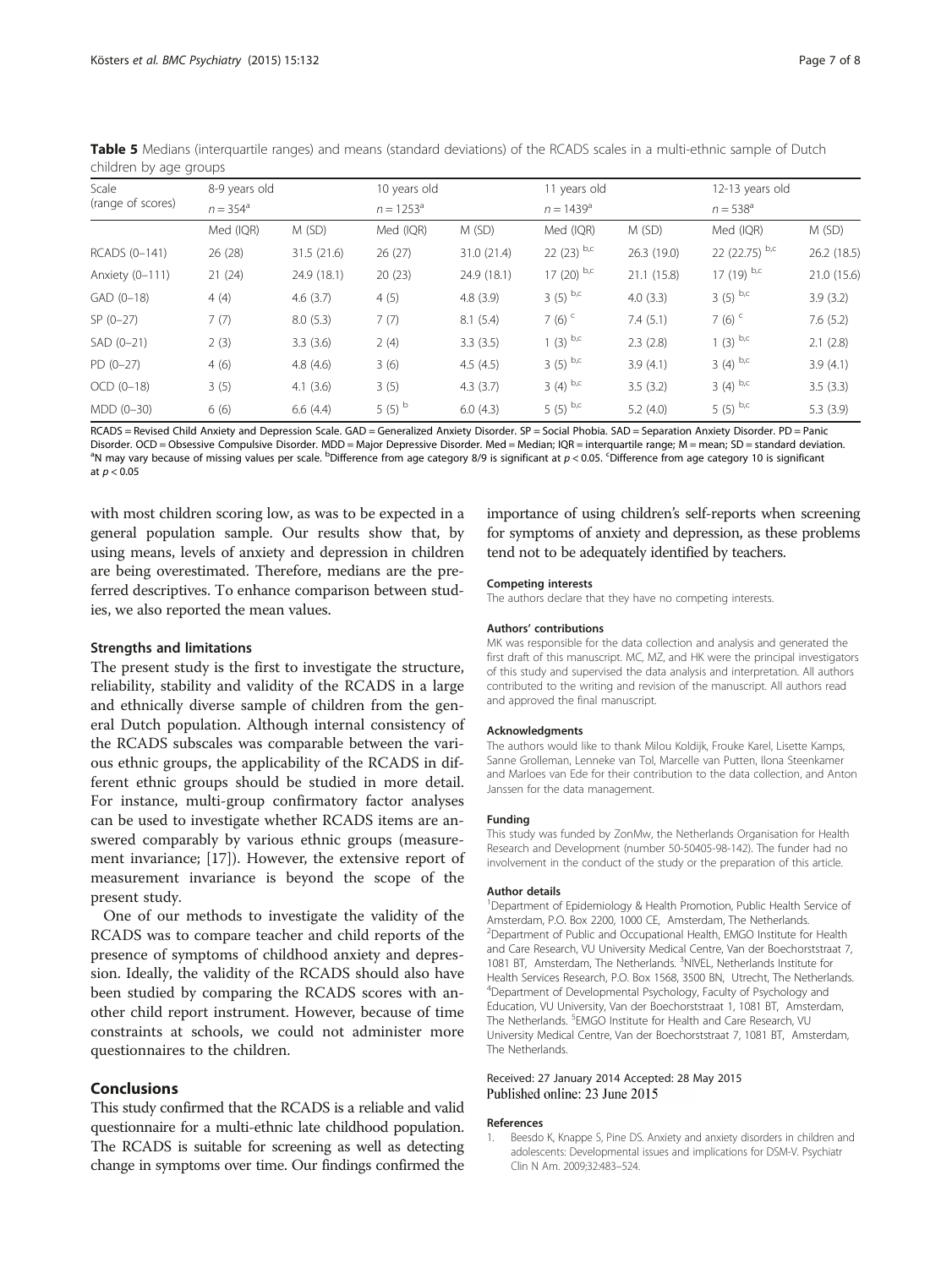**Table 5** Medians (interquartile ranges) and means (standard deviations) of the RCADS scales in a multi-ethnic sample of Dutch children by age groups

| Scale (range of scores) | 8-9 years old $n = 354$[a] | | 10 years old $n = 1253$[a] | | 11 years old $n = 1439$[a] | | 12-13 years old $n = 538$[a] | |
|---|---|---|---|---|---|---|---|---|
| | Med (IQR) | M (SD) | Med (IQR) | M (SD) | Med (IQR) | M (SD) | Med (IQR) | M (SD) |
| RCADS (0–141) | 26 (28) | 31.5 (21.6) | 26 (27) | 31.0 (21.4) | 22 (23) [b,c] | 26.3 (19.0) | 22 (22.75) [b,c] | 26.2 (18.5) |
| Anxiety (0–111) | 21 (24) | 24.9 (18.1) | 20 (23) | 24.9 (18.1) | 17 (20) [b,c] | 21.1 (15.8) | 17 (19) [b,c] | 21.0 (15.6) |
| GAD (0–18) | 4 (4) | 4.6 (3.7) | 4 (5) | 4.8 (3.9) | 3 (5) [b,c] | 4.0 (3.3) | 3 (5) [b,c] | 3.9 (3.2) |
| SP (0–27) | 7 (7) | 8.0 (5.3) | 7 (7) | 8.1 (5.4) | 7 (6) [c] | 7.4 (5.1) | 7 (6) [c] | 7.6 (5.2) |
| SAD (0–21) | 2 (3) | 3.3 (3.6) | 2 (4) | 3.3 (3.5) | 1 (3) [b,c] | 2.3 (2.8) | 1 (3) [b,c] | 2.1 (2.8) |
| PD (0–27) | 4 (6) | 4.8 (4.6) | 3 (6) | 4.5 (4.5) | 3 (5) [b,c] | 3.9 (4.1) | 3 (4) [b,c] | 3.9 (4.1) |
| OCD (0–18) | 3 (5) | 4.1 (3.6) | 3 (5) | 4.3 (3.7) | 3 (4) [b,c] | 3.5 (3.2) | 3 (4) [b,c] | 3.5 (3.3) |
| MDD (0–30) | 6 (6) | 6.6 (4.4) | 5 (5) [b] | 6.0 (4.3) | 5 (5) [b,c] | 5.2 (4.0) | 5 (5) [b,c] | 5.3 (3.9) |

RCADS = Revised Child Anxiety and Depression Scale. GAD = Generalized Anxiety Disorder. SP = Social Phobia. SAD = Separation Anxiety Disorder. PD = Panic Disorder. OCD = Obsessive Compulsive Disorder. MDD = Major Depressive Disorder. Med = Median; IQR = interquartile range; M = mean; SD = standard deviation.
[a]N may vary because of missing values per scale. [b]Difference from age category 8/9 is significant at $p < 0.05$. [c]Difference from age category 10 is significant at $p < 0.05$

with most children scoring low, as was to be expected in a general population sample. Our results show that, by using means, levels of anxiety and depression in children are being overestimated. Therefore, medians are the preferred descriptives. To enhance comparison between studies, we also reported the mean values.

### Strengths and limitations

The present study is the first to investigate the structure, reliability, stability and validity of the RCADS in a large and ethnically diverse sample of children from the general Dutch population. Although internal consistency of the RCADS subscales was comparable between the various ethnic groups, the applicability of the RCADS in different ethnic groups should be studied in more detail. For instance, multi-group confirmatory factor analyses can be used to investigate whether RCADS items are answered comparably by various ethnic groups (measurement invariance; [17]). However, the extensive report of measurement invariance is beyond the scope of the present study.

One of our methods to investigate the validity of the RCADS was to compare teacher and child reports of the presence of symptoms of childhood anxiety and depression. Ideally, the validity of the RCADS should also have been studied by comparing the RCADS scores with another child report instrument. However, because of time constraints at schools, we could not administer more questionnaires to the children.

## Conclusions

This study confirmed that the RCADS is a reliable and valid questionnaire for a multi-ethnic late childhood population. The RCADS is suitable for screening as well as detecting change in symptoms over time. Our findings confirmed the importance of using children's self-reports when screening for symptoms of anxiety and depression, as these problems tend not to be adequately identified by teachers.

#### Competing interests

The authors declare that they have no competing interests.

#### Authors' contributions

MK was responsible for the data collection and analysis and generated the first draft of this manuscript. MC, MZ, and HK were the principal investigators of this study and supervised the data analysis and interpretation. All authors contributed to the writing and revision of the manuscript. All authors read and approved the final manuscript.

#### Acknowledgments

The authors would like to thank Milou Koldijk, Frouke Karel, Lisette Kamps, Sanne Grolleman, Lenneke van Tol, Marcelle van Putten, Ilona Steenkamer and Marloes van Ede for their contribution to the data collection, and Anton Janssen for the data management.

#### Funding

This study was funded by ZonMw, the Netherlands Organisation for Health Research and Development (number 50-50405-98-142). The funder had no involvement in the conduct of the study or the preparation of this article.

#### Author details

[1]Department of Epidemiology & Health Promotion, Public Health Service of Amsterdam, P.O. Box 2200, 1000 CE, Amsterdam, The Netherlands. [2]Department of Public and Occupational Health, EMGO Institute for Health and Care Research, VU University Medical Centre, Van der Boechorststraat 7, 1081 BT, Amsterdam, The Netherlands. [3]NIVEL, Netherlands Institute for Health Services Research, P.O. Box 1568, 3500 BN, Utrecht, The Netherlands. [4]Department of Developmental Psychology, Faculty of Psychology and Education, VU University, Van der Boechorststraat 1, 1081 BT, Amsterdam, The Netherlands. [5]EMGO Institute for Health and Care Research, VU University Medical Centre, Van der Boechorststraat 7, 1081 BT, Amsterdam, The Netherlands.

Received: 27 January 2014 Accepted: 28 May 2015
Published online: 23 June 2015

#### References

1. Beesdo K, Knappe S, Pine DS. Anxiety and anxiety disorders in children and adolescents: Developmental issues and implications for DSM-V. Psychiatr Clin N Am. 2009;32:483–524.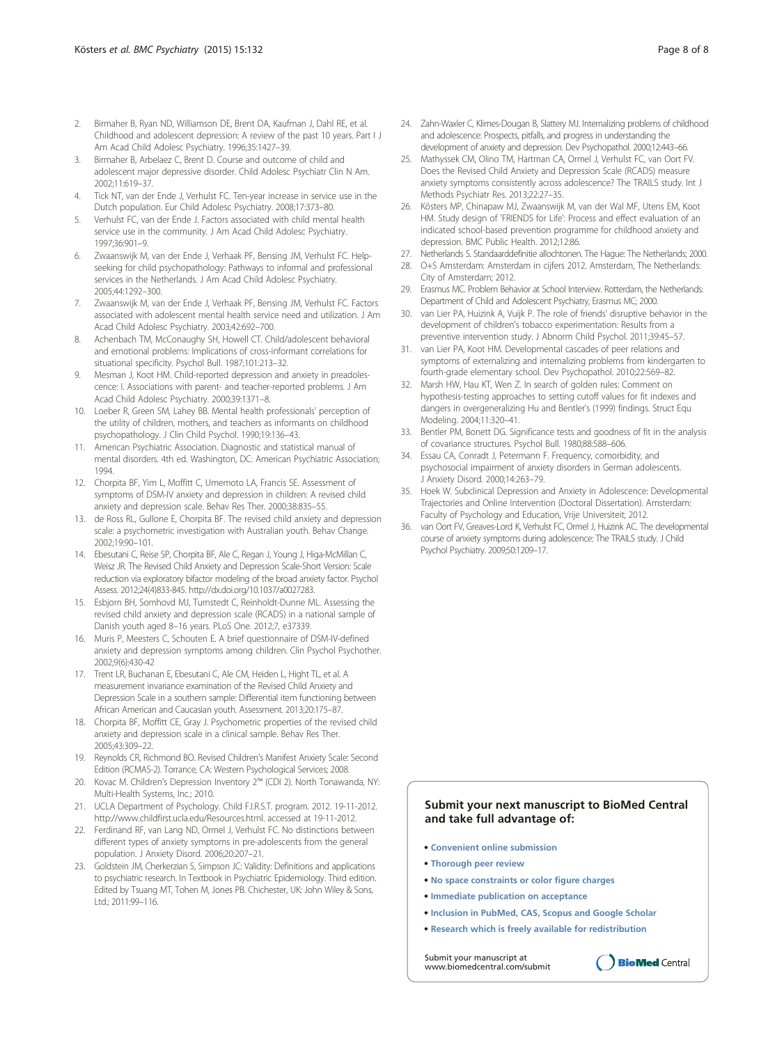2. Birmaher B, Ryan ND, Williamson DE, Brent DA, Kaufman J, Dahl RE, et al. Childhood and adolescent depression: A review of the past 10 years. Part I J Am Acad Child Adolesc Psychiatry. 1996;35:1427–39.
3. Birmaher B, Arbelaez C, Brent D. Course and outcome of child and adolescent major depressive disorder. Child Adolesc Psychiatr Clin N Am. 2002;11:619–37.
4. Tick NT, van der Ende J, Verhulst FC. Ten-year increase in service use in the Dutch population. Eur Child Adolesc Psychiatry. 2008;17:373–80.
5. Verhulst FC, van der Ende J. Factors associated with child mental health service use in the community. J Am Acad Child Adolesc Psychiatry. 1997;36:901–9.
6. Zwaanswijk M, van der Ende J, Verhaak PF, Bensing JM, Verhulst FC. Help-seeking for child psychopathology: Pathways to informal and professional services in the Netherlands. J Am Acad Child Adolesc Psychiatry. 2005;44:1292–300.
7. Zwaanswijk M, van der Ende J, Verhaak PF, Bensing JM, Verhulst FC. Factors associated with adolescent mental health service need and utilization. J Am Acad Child Adolesc Psychiatry. 2003;42:692–700.
8. Achenbach TM, McConaughy SH, Howell CT. Child/adolescent behavioral and emotional problems: Implications of cross-informant correlations for situational specificity. Psychol Bull. 1987;101:213–32.
9. Mesman J, Koot HM. Child-reported depression and anxiety in preadolescence: I. Associations with parent- and teacher-reported problems. J Am Acad Child Adolesc Psychiatry. 2000;39:1371–8.
10. Loeber R, Green SM, Lahey BB. Mental health professionals' perception of the utility of children, mothers, and teachers as informants on childhood psychopathology. J Clin Child Psychol. 1990;19:136–43.
11. American Psychiatric Association. Diagnostic and statistical manual of mental disorders. 4th ed. Washington, DC: American Psychiatric Association; 1994.
12. Chorpita BF, Yim L, Moffitt C, Umemoto LA, Francis SE. Assessment of symptoms of DSM-IV anxiety and depression in children: A revised child anxiety and depression scale. Behav Res Ther. 2000;38:835–55.
13. de Ross RL, Gullone E, Chorpita BF. The revised child anxiety and depression scale: a psychometric investigation with Australian youth. Behav Change. 2002;19:90–101.
14. Ebesutani C, Reise SP, Chorpita BF, Ale C, Regan J, Young J, Higa-McMillan C, Weisz JR. The Revised Child Anxiety and Depression Scale-Short Version: Scale reduction via exploratory bifactor modeling of the broad anxiety factor. Psychol Assess. 2012;24(4)833-845. http://dx.doi.org/10.1037/a0027283.
15. Esbjorn BH, Somhovd MJ, Turnstedt C, Reinholdt-Dunne ML. Assessing the revised child anxiety and depression scale (RCADS) in a national sample of Danish youth aged 8–16 years. PLoS One. 2012;7, e37339.
16. Muris P, Meesters C, Schouten E. A brief questionnaire of DSM-IV-defined anxiety and depression symptoms among children. Clin Psychol Psychother. 2002;9(6):430-42
17. Trent LR, Buchanan E, Ebesutani C, Ale CM, Heiden L, Hight TL, et al. A measurement invariance examination of the Revised Child Anxiety and Depression Scale in a southern sample: Differential item functioning between African American and Caucasian youth. Assessment. 2013;20:175–87.
18. Chorpita BF, Moffitt CE, Gray J. Psychometric properties of the revised child anxiety and depression scale in a clinical sample. Behav Res Ther. 2005;43:309–22.
19. Reynolds CR, Richmond BO. Revised Children's Manifest Anxiety Scale: Second Edition (RCMAS-2). Torrance, CA: Western Psychological Services; 2008.
20. Kovac M. Children's Depression Inventory 2™ (CDI 2). North Tonawanda, NY: Multi-Health Systems, Inc.; 2010.
21. UCLA Department of Psychology. Child F.I.R.S.T. program. 2012. 19-11-2012. http://www.childfirst.ucla.edu/Resources.html. accessed at 19-11-2012.
22. Ferdinand RF, van Lang ND, Ormel J, Verhulst FC. No distinctions between different types of anxiety symptoms in pre-adolescents from the general population. J Anxiety Disord. 2006;20:207–21.
23. Goldstein JM, Cherkerzian S, Simpson JC: Validity: Definitions and applications to psychiatric research. In Textbook in Psychiatric Epidemiology. Third edition. Edited by Tsuang MT, Tohen M, Jones PB. Chichester, UK: John Wiley & Sons, Ltd.; 2011:99–116.
24. Zahn-Waxler C, Klimes-Dougan B, Slattery MJ. Internalizing problems of childhood and adolescence: Prospects, pitfalls, and progress in understanding the development of anxiety and depression. Dev Psychopathol. 2000;12:443–66.
25. Mathyssek CM, Olino TM, Hartman CA, Ormel J, Verhulst FC, van Oort FV. Does the Revised Child Anxiety and Depression Scale (RCADS) measure anxiety symptoms consistently across adolescence? The TRAILS study. Int J Methods Psychiatr Res. 2013;22:27–35.
26. Kösters MP, Chinapaw MJ, Zwaanswijk M, van der Wal MF, Utens EM, Koot HM. Study design of 'FRIENDS for Life': Process and effect evaluation of an indicated school-based prevention programme for childhood anxiety and depression. BMC Public Health. 2012;12:86.
27. Netherlands S. Standaarddefinitie allochtonen. The Hague: The Netherlands; 2000.
28. O+S Amsterdam: Amsterdam in cijfers 2012. Amsterdam, The Netherlands: City of Amsterdam; 2012.
29. Erasmus MC. Problem Behavior at School Interview. Rotterdam, the Netherlands: Department of Child and Adolescent Psychiatry, Erasmus MC; 2000.
30. van Lier PA, Huizink A, Vuijk P. The role of friends' disruptive behavior in the development of children's tobacco experimentation: Results from a preventive intervention study. J Abnorm Child Psychol. 2011;39:45–57.
31. van Lier PA, Koot HM. Developmental cascades of peer relations and symptoms of externalizing and internalizing problems from kindergarten to fourth-grade elementary school. Dev Psychopathol. 2010;22:569–82.
32. Marsh HW, Hau KT, Wen Z. In search of golden rules: Comment on hypothesis-testing approaches to setting cutoff values for fit indexes and dangers in overgeneralizing Hu and Bentler's (1999) findings. Struct Equ Modeling. 2004;11:320–41.
33. Bentler PM, Bonett DG. Significance tests and goodness of fit in the analysis of covariance structures. Psychol Bull. 1980;88:588–606.
34. Essau CA, Conradt J, Petermann F. Frequency, comorbidity, and psychosocial impairment of anxiety disorders in German adolescents. J Anxiety Disord. 2000;14:263–79.
35. Hoek W. Subclinical Depression and Anxiety in Adolescence: Developmental Trajectories and Online Intervention (Doctoral Dissertation). Amsterdam: Faculty of Psychology and Education, Vrije Universiteit; 2012.
36. van Oort FV, Greaves-Lord K, Verhulst FC, Ormel J, Huizink AC. The developmental course of anxiety symptoms during adolescence: The TRAILS study. J Child Psychol Psychiatry. 2009;50:1209–17.

**Submit your next manuscript to BioMed Central and take full advantage of:**

- Convenient online submission
- Thorough peer review
- No space constraints or color figure charges
- Immediate publication on acceptance
- Inclusion in PubMed, CAS, Scopus and Google Scholar
- Research which is freely available for redistribution

Submit your manuscript at www.biomedcentral.com/submit

BioMed Central